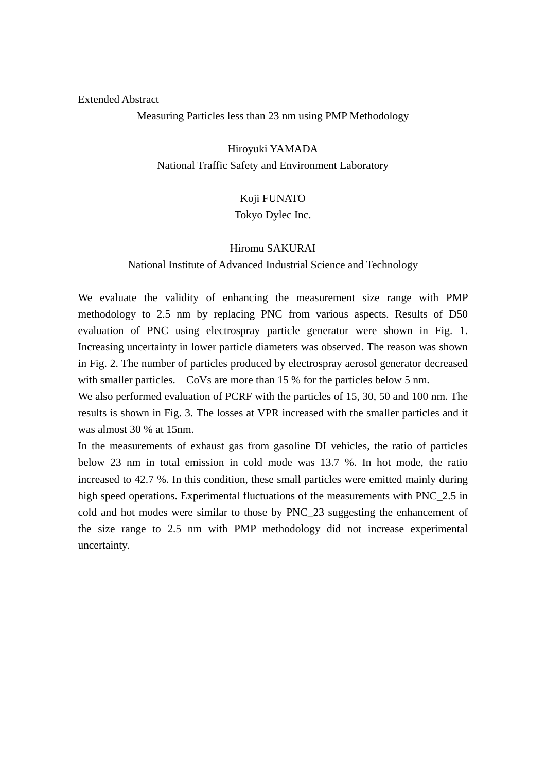Extended Abstract

# Measuring Particles less than 23 nm using PMP Methodology

Hiroyuki YAMADA
National Traffic Safety and Environment Laboratory

Koji FUNATO
Tokyo Dylec Inc.

Hiromu SAKURAI
National Institute of Advanced Industrial Science and Technology

We evaluate the validity of enhancing the measurement size range with PMP methodology to 2.5 nm by replacing PNC from various aspects. Results of D50 evaluation of PNC using electrospray particle generator were shown in Fig. 1. Increasing uncertainty in lower particle diameters was observed. The reason was shown in Fig. 2. The number of particles produced by electrospray aerosol generator decreased with smaller particles. CoVs are more than 15 % for the particles below 5 nm.

We also performed evaluation of PCRF with the particles of 15, 30, 50 and 100 nm. The results is shown in Fig. 3. The losses at VPR increased with the smaller particles and it was almost 30 % at 15nm.

In the measurements of exhaust gas from gasoline DI vehicles, the ratio of particles below 23 nm in total emission in cold mode was 13.7 %. In hot mode, the ratio increased to 42.7 %. In this condition, these small particles were emitted mainly during high speed operations. Experimental fluctuations of the measurements with PNC_2.5 in cold and hot modes were similar to those by PNC_23 suggesting the enhancement of the size range to 2.5 nm with PMP methodology did not increase experimental uncertainty.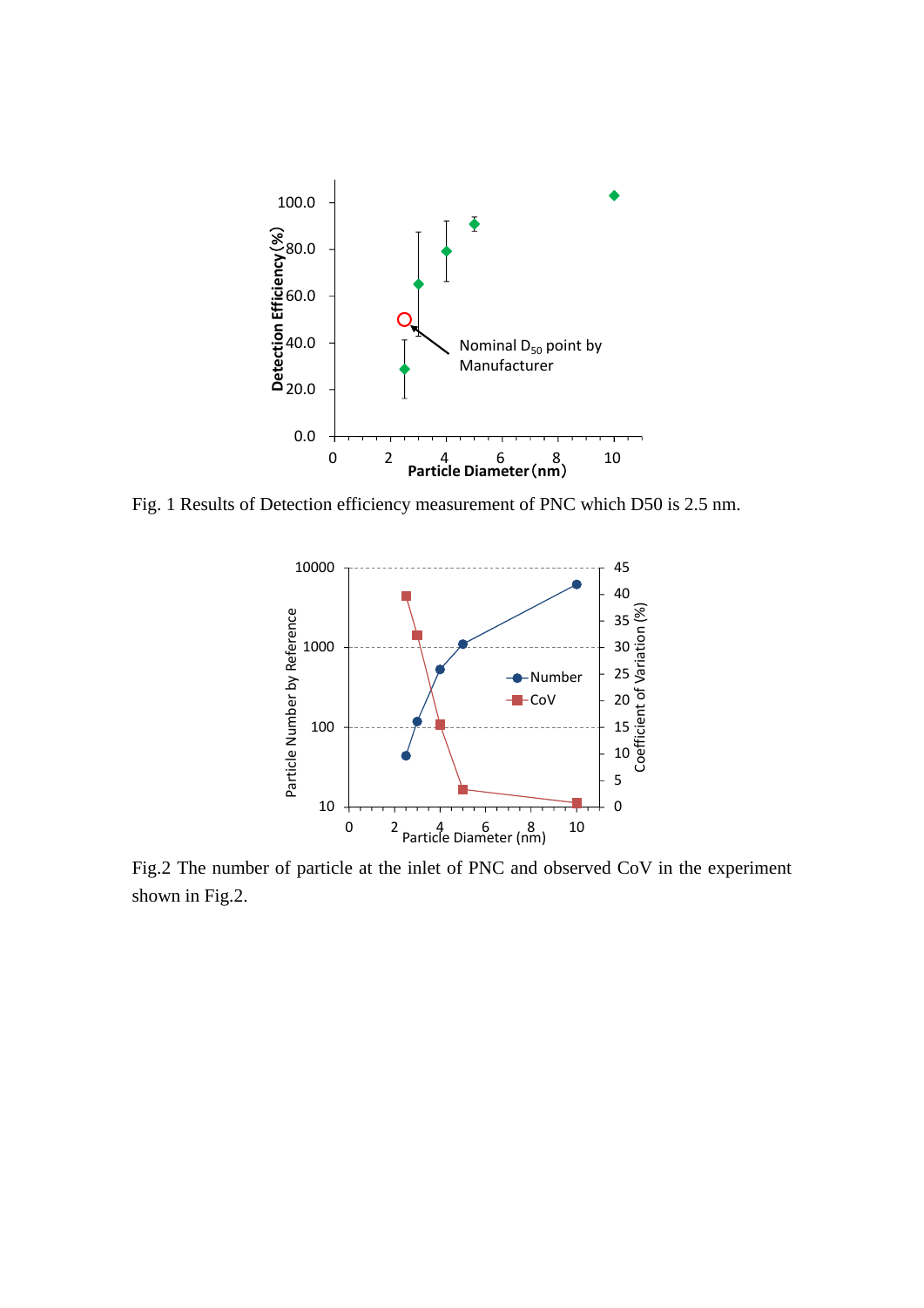Fig. 1 Results of Detection efficiency measurement of PNC which D50 is 2.5 nm.

Fig.2 The number of particle at the inlet of PNC and observed CoV in the experiment shown in Fig.2.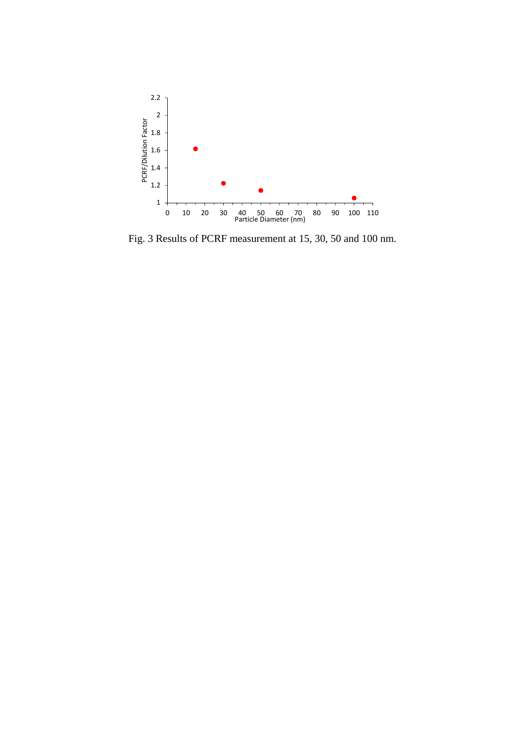Fig. 3 Results of PCRF measurement at 15, 30, 50 and 100 nm.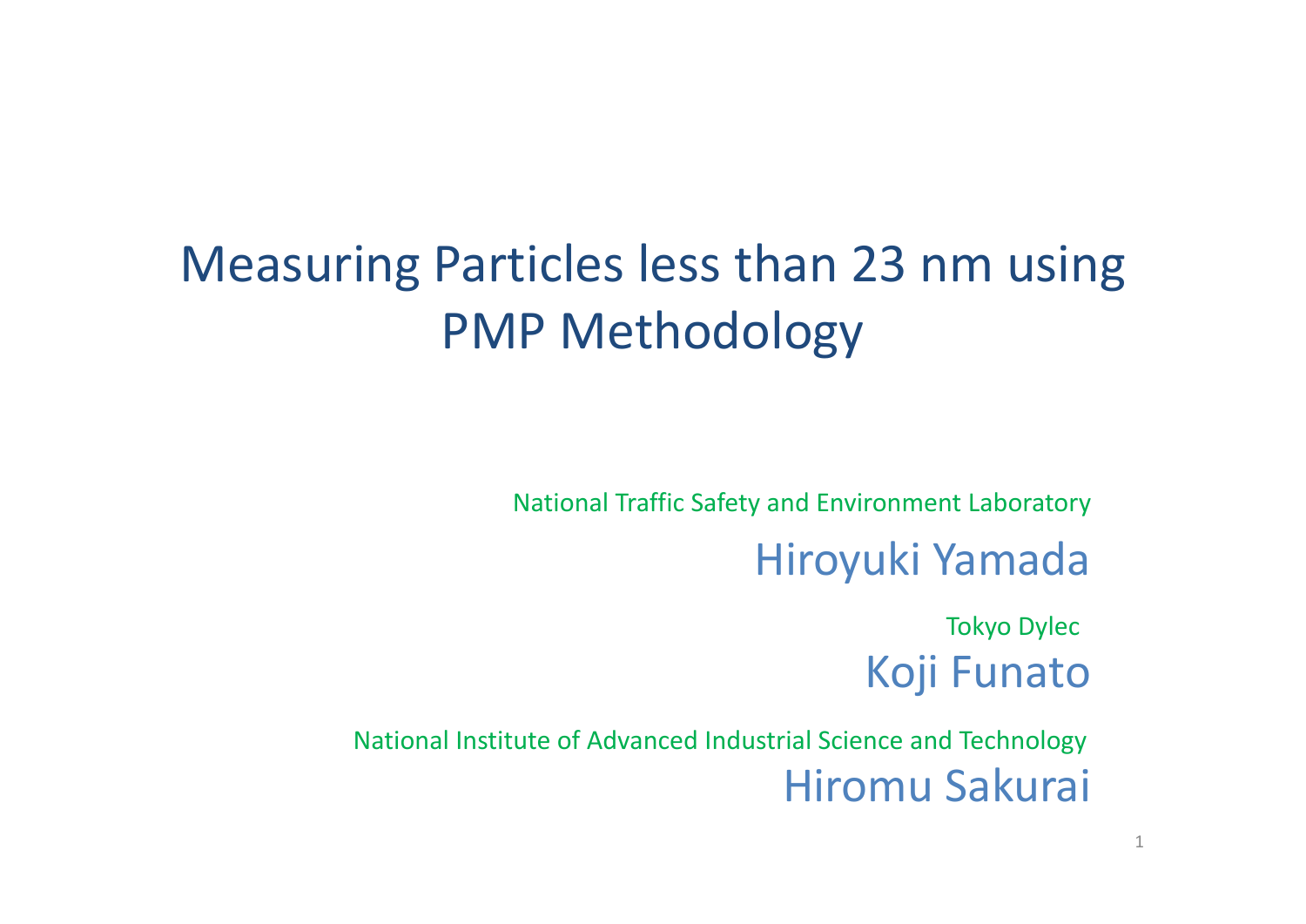# Measuring Particles less than 23 nm using PMP Methodology

National Traffic Safety and Environment Laboratory

Hiroyuki Yamada

Tokyo Dylec

Koji Funato

National Institute of Advanced Industrial Science and Technology

Hiromu Sakurai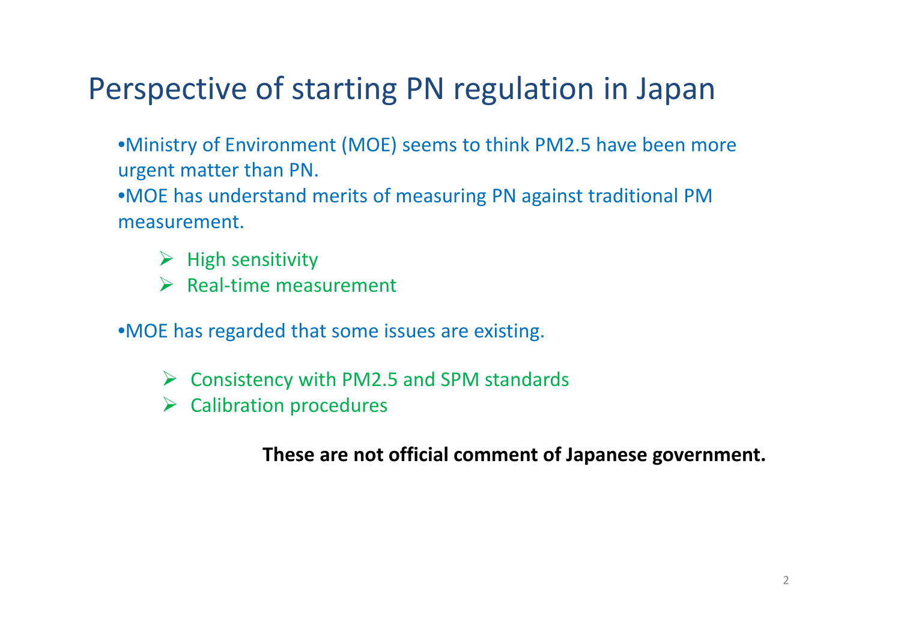# Perspective of starting PN regulation in Japan

- Ministry of Environment (MOE) seems to think PM2.5 have been more urgent matter than PN.
- MOE has understand merits of measuring PN against traditional PM measurement.
    - High sensitivity
    - Real-time measurement
- MOE has regarded that some issues are existing.
    - Consistency with PM2.5 and SPM standards
    - Calibration procedures

**These are not official comment of Japanese government.**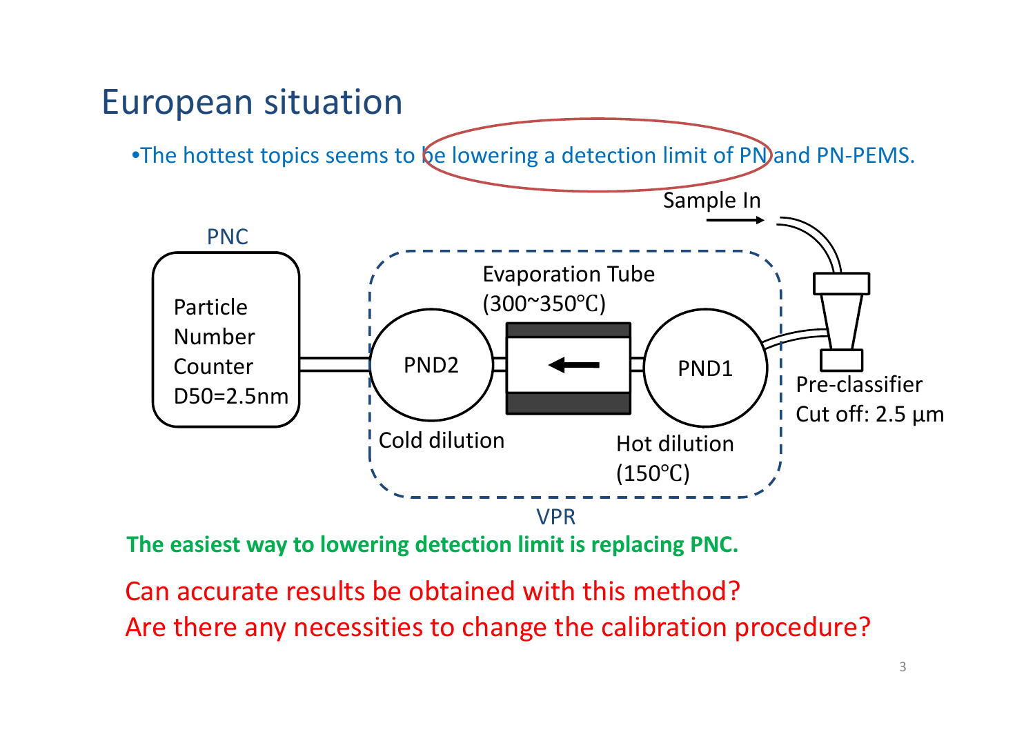# European situation

- The hottest topics seems to be lowering a detection limit of PN and PN-PEMS.

Sample In

PNC

Particle Number Counter D50=2.5nm

Evaporation Tube (300~350℃)

PND2

PND1

Cold dilution

Hot dilution (150℃)

Pre-classifier Cut off: 2.5 μm

VPR

**The easiest way to lowering detection limit is replacing PNC.**

Can accurate results be obtained with this method?
Are there any necessities to change the calibration procedure?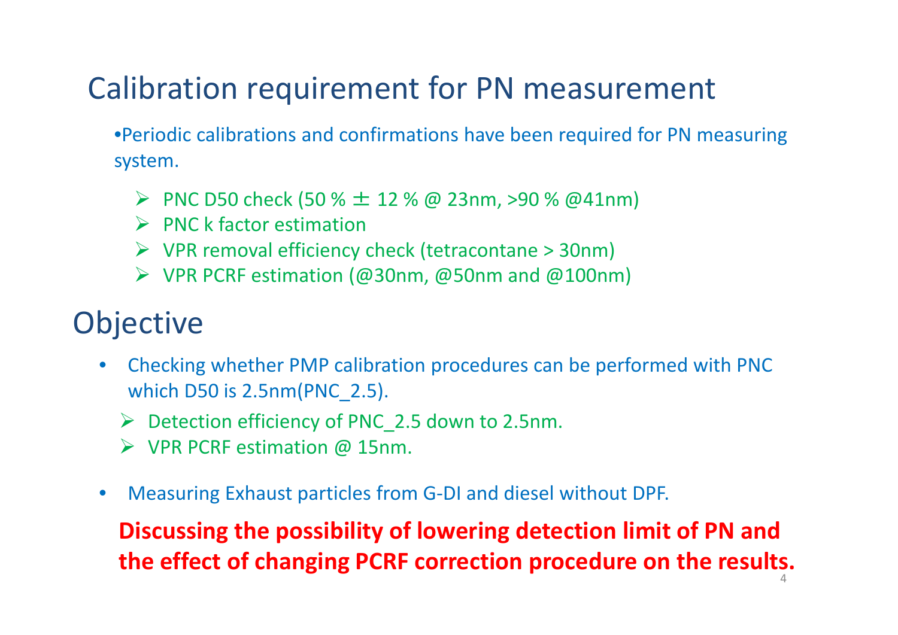# Calibration requirement for PN measurement

- Periodic calibrations and confirmations have been required for PN measuring system.
  - PNC D50 check (50 % ± 12 % @ 23nm, >90 % @41nm)
  - PNC k factor estimation
  - VPR removal efficiency check (tetracontane > 30nm)
  - VPR PCRF estimation (@30nm, @50nm and @100nm)

# Objective

- Checking whether PMP calibration procedures can be performed with PNC which D50 is 2.5nm(PNC_2.5).
  - Detection efficiency of PNC_2.5 down to 2.5nm.
  - VPR PCRF estimation @ 15nm.
- Measuring Exhaust particles from G-DI and diesel without DPF.

**Discussing the possibility of lowering detection limit of PN and the effect of changing PCRF correction procedure on the results.**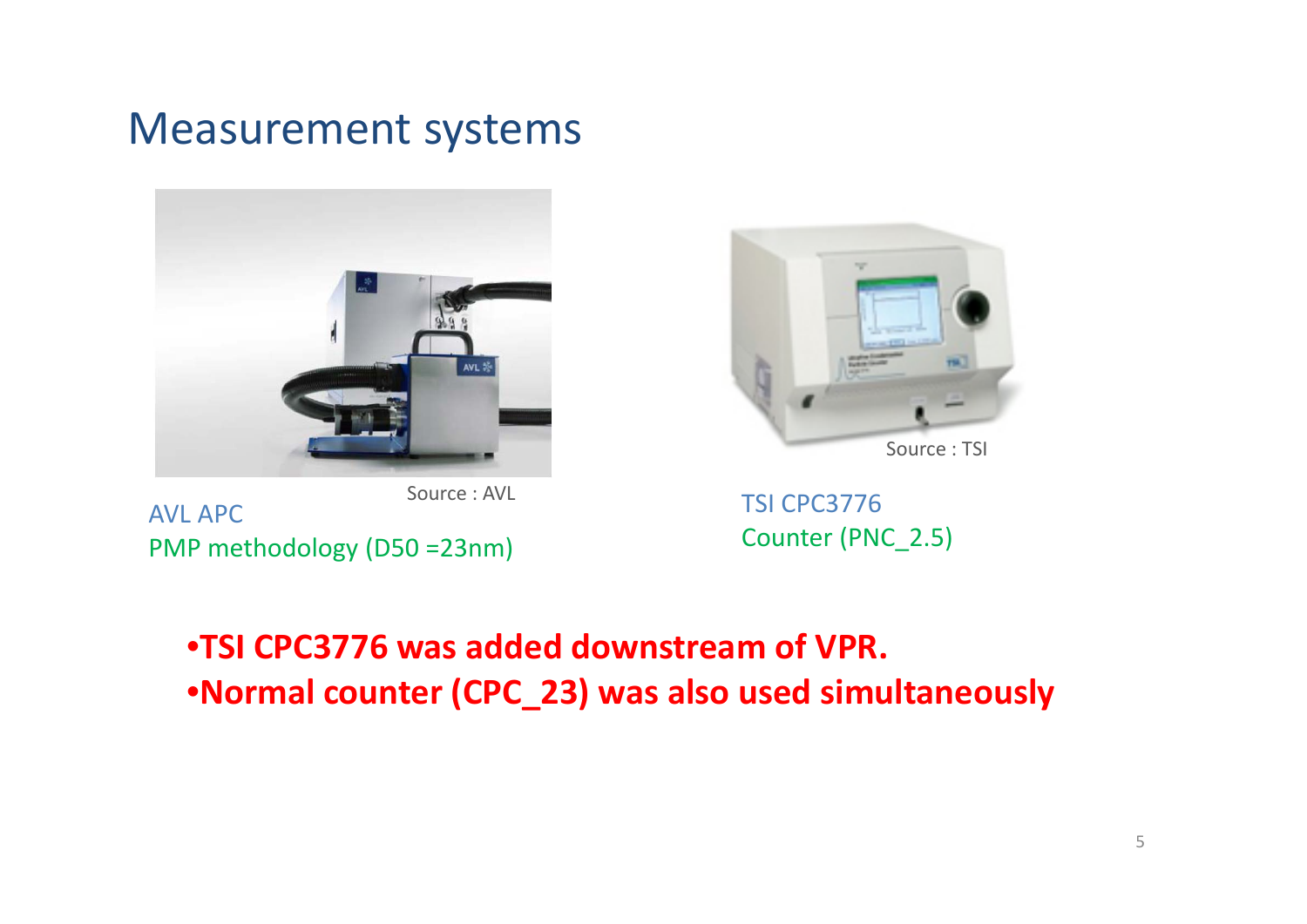# Measurement systems

Source : AVL

AVL APC

PMP methodology (D50 =23nm)

Source : TSI

TSI CPC3776

Counter (PNC_2.5)

- **TSI CPC3776 was added downstream of VPR.**
- **Normal counter (CPC_23) was also used simultaneously**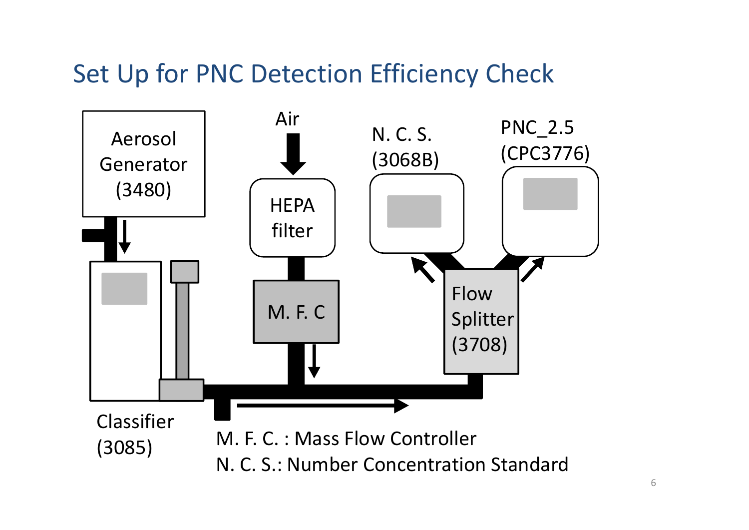## Set Up for PNC Detection Efficiency Check

Aerosol Generator (3480)

Air

HEPA filter

M. F. C

N. C. S. (3068B)

PNC_2.5 (CPC3776)

Flow Splitter (3708)

Classifier (3085)

M. F. C. : Mass Flow Controller
N. C. S.: Number Concentration Standard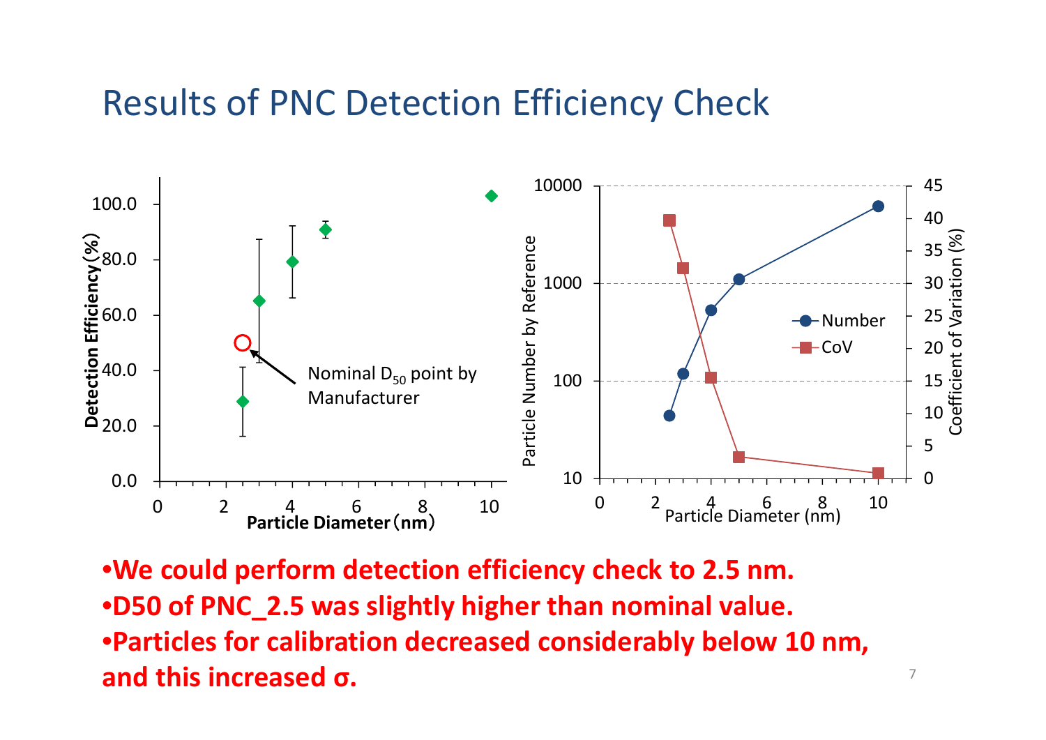# Results of PNC Detection Efficiency Check

- **We could perform detection efficiency check to 2.5 nm.**
- **D50 of PNC_2.5 was slightly higher than nominal value.**
- **Particles for calibration decreased considerably below 10 nm, and this increased σ.**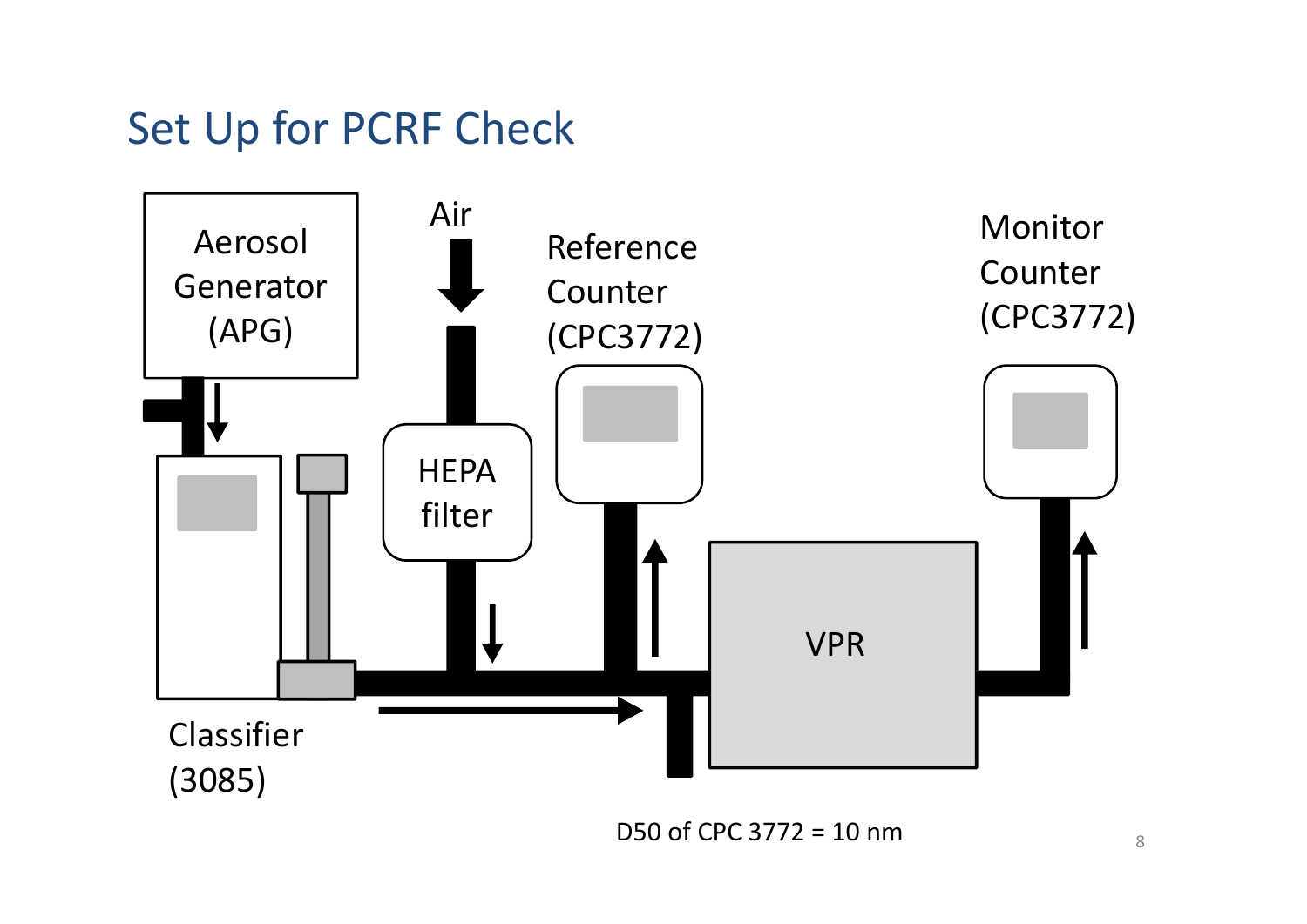## Set Up for PCRF Check

Aerosol Generator (APG)

Air

HEPA filter

Reference Counter (CPC3772)

Monitor Counter (CPC3772)

Classifier (3085)

VPR

D50 of CPC 3772 = 10 nm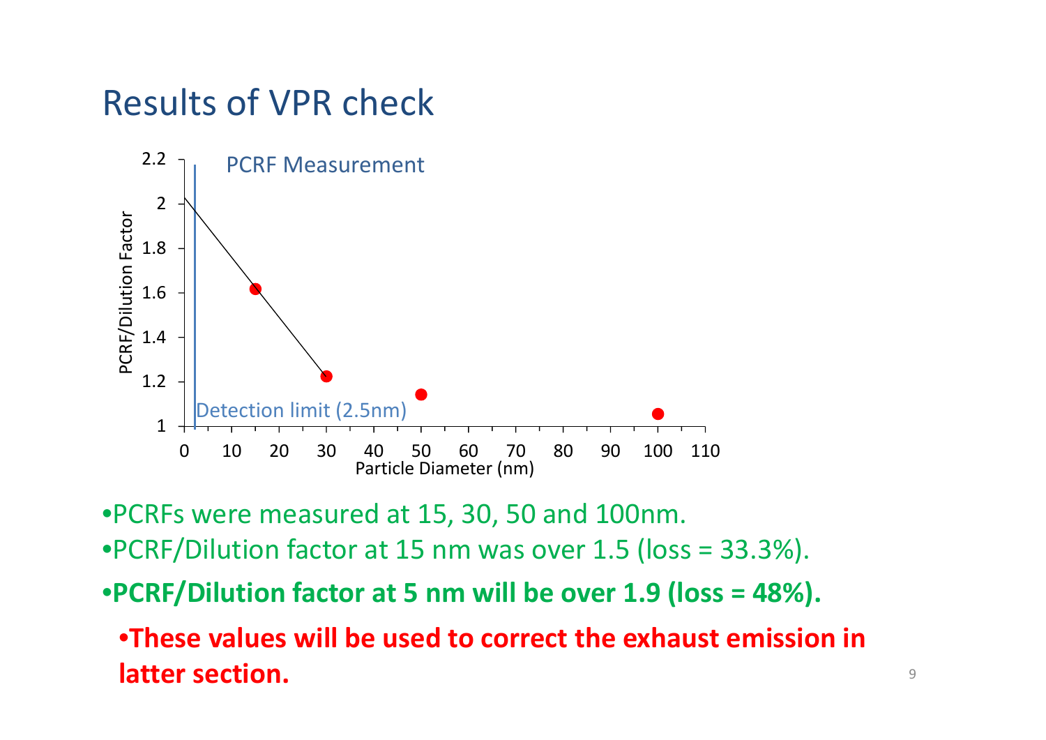# Results of VPR check

PCRF Measurement

Detection limit (2.5nm)

PCRF/Dilution Factor

Particle Diameter (nm)

- PCRFs were measured at 15, 30, 50 and 100nm.
- PCRF/Dilution factor at 15 nm was over 1.5 (loss = 33.3%).
- **PCRF/Dilution factor at 5 nm will be over 1.9 (loss = 48%).**
  - **These values will be used to correct the exhaust emission in latter section.**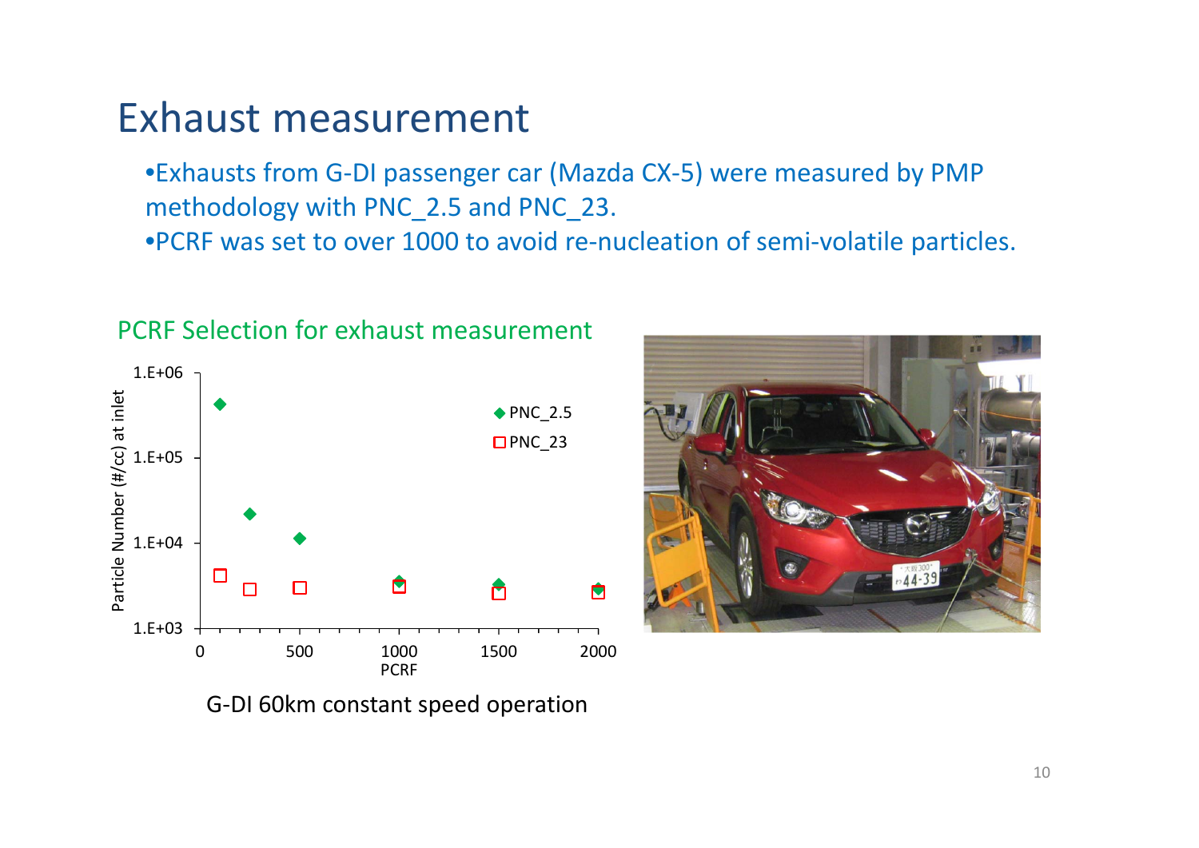# Exhaust measurement

- Exhausts from G-DI passenger car (Mazda CX-5) were measured by PMP methodology with PNC_2.5 and PNC_23.
- PCRF was set to over 1000 to avoid re-nucleation of semi-volatile particles.

PCRF Selection for exhaust measurement

G-DI 60km constant speed operation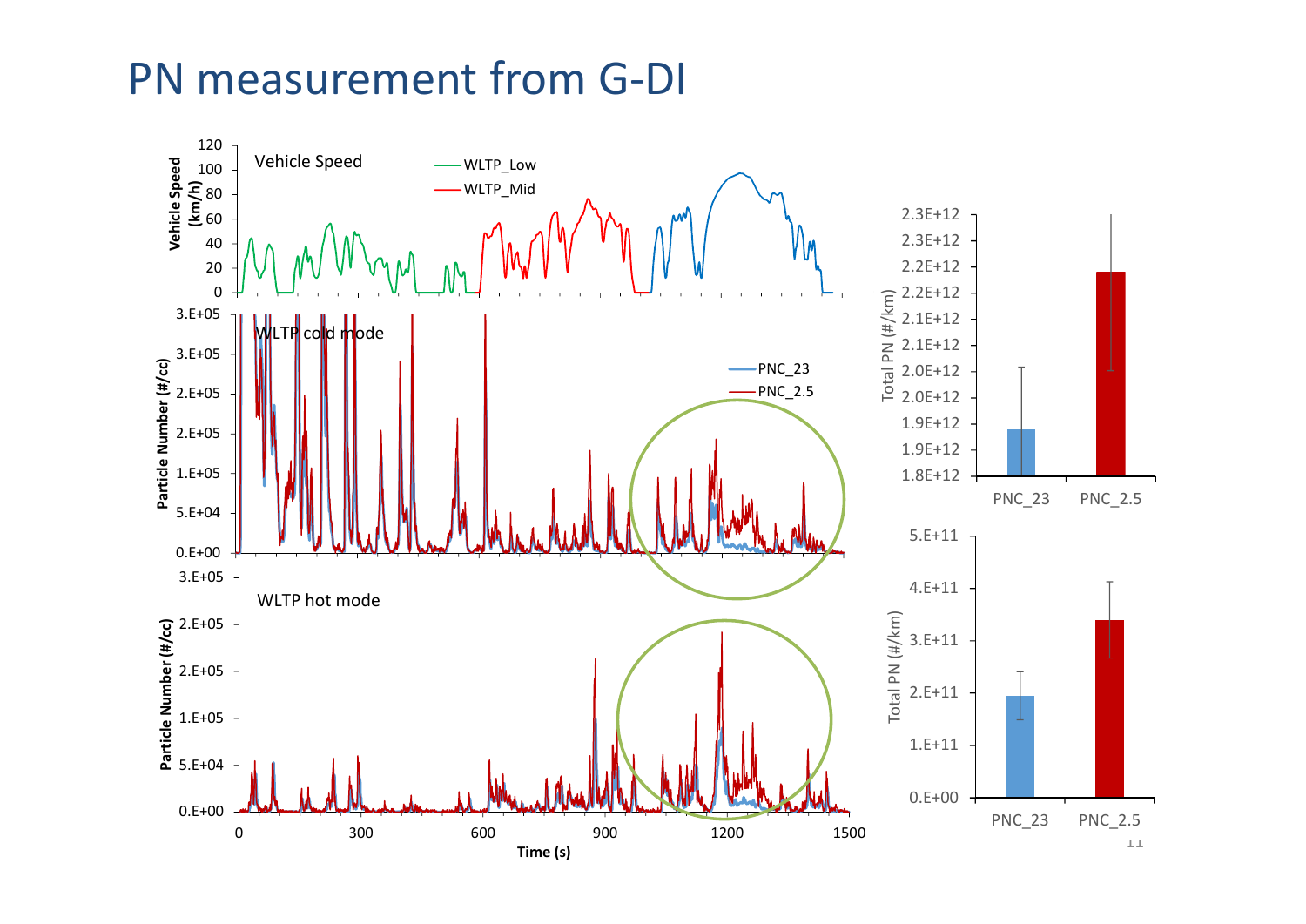# PN measurement from G-DI

Vehicle Speed (km/h): WLTP_Low, WLTP_Mid

WLTP cold mode — Particle Number (#/cc): PNC_23, PNC_2.5

WLTP hot mode — Particle Number (#/cc)

Time (s)

Total PN (#/km): PNC_23, PNC_2.5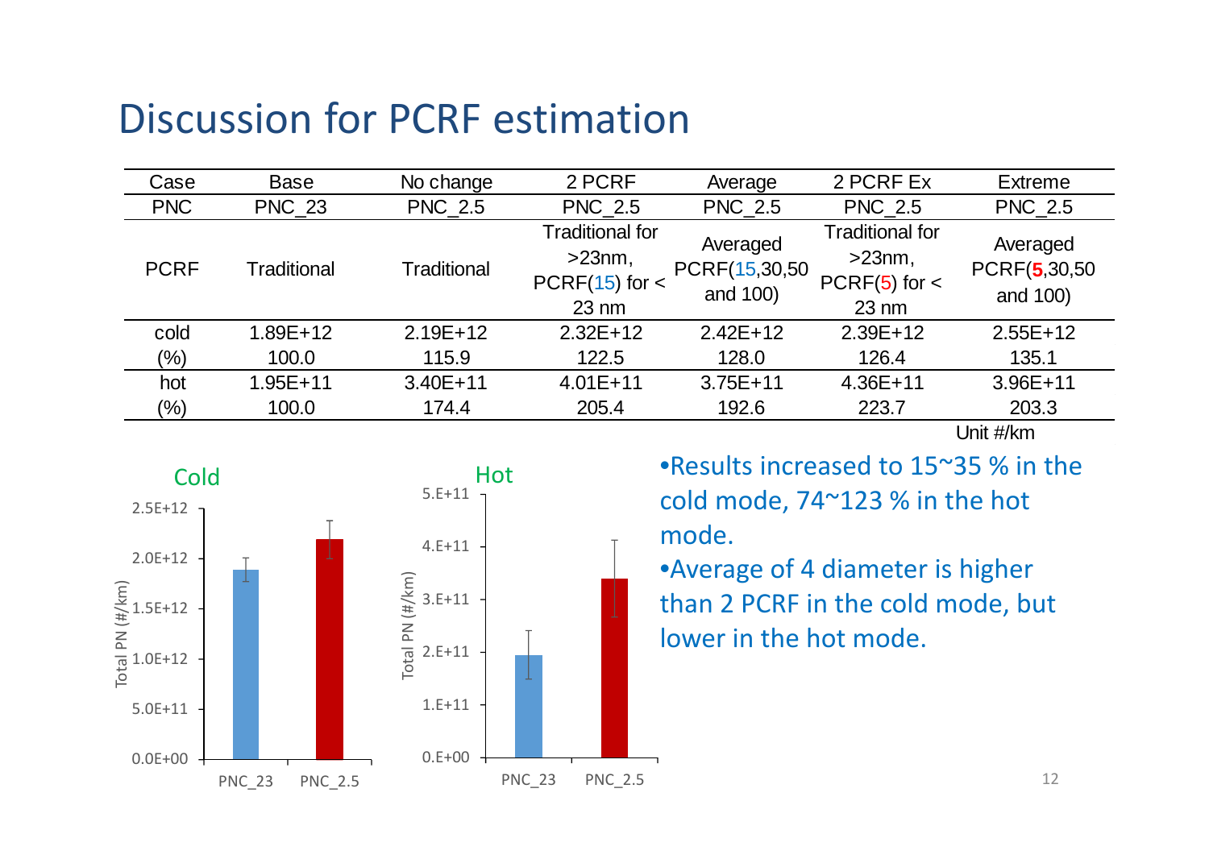# Discussion for PCRF estimation

| Case | Base | No change | 2 PCRF | Average | 2 PCRF Ex | Extreme |
|---|---|---|---|---|---|---|
| PNC | PNC_23 | PNC_2.5 | PNC_2.5 | PNC_2.5 | PNC_2.5 | PNC_2.5 |
| PCRF | Traditional | Traditional | Traditional for >23nm, PCRF(15) for < 23 nm | Averaged PCRF(15,30,50 and 100) | Traditional for >23nm, PCRF(5) for < 23 nm | Averaged PCRF(**5**,30,50 and 100) |
| cold | 1.89E+12 | 2.19E+12 | 2.32E+12 | 2.42E+12 | 2.39E+12 | 2.55E+12 |
| (%) | 100.0 | 115.9 | 122.5 | 128.0 | 126.4 | 135.1 |
| hot | 1.95E+11 | 3.40E+11 | 4.01E+11 | 3.75E+11 | 4.36E+11 | 3.96E+11 |
| (%) | 100.0 | 174.4 | 205.4 | 192.6 | 223.7 | 203.3 |

Unit #/km

- Results increased to 15~35 % in the cold mode, 74~123 % in the hot mode.
- Average of 4 diameter is higher than 2 PCRF in the cold mode, but lower in the hot mode.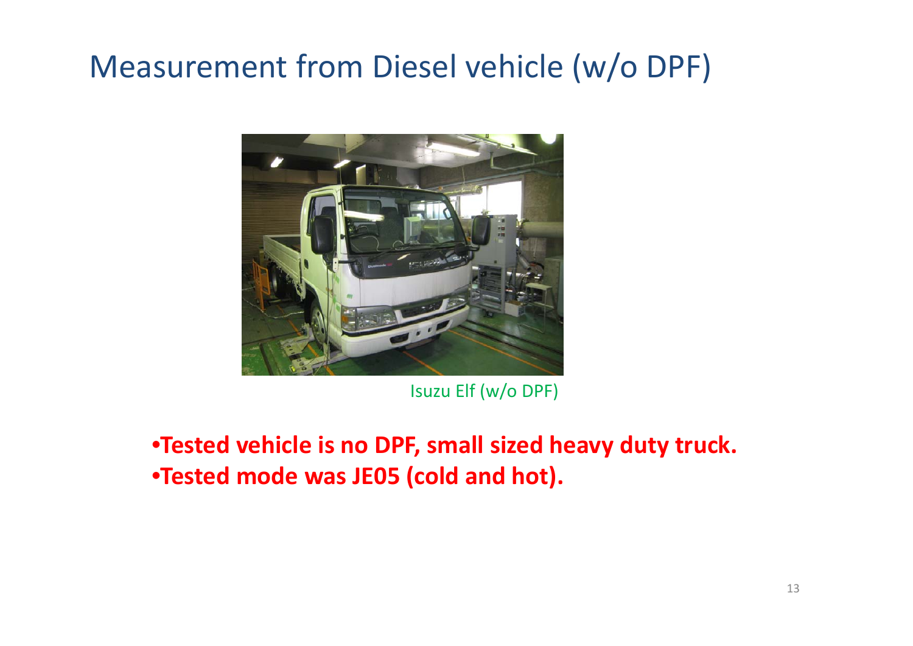# Measurement from Diesel vehicle (w/o DPF)

Isuzu Elf (w/o DPF)

- **Tested vehicle is no DPF, small sized heavy duty truck.**
- **Tested mode was JE05 (cold and hot).**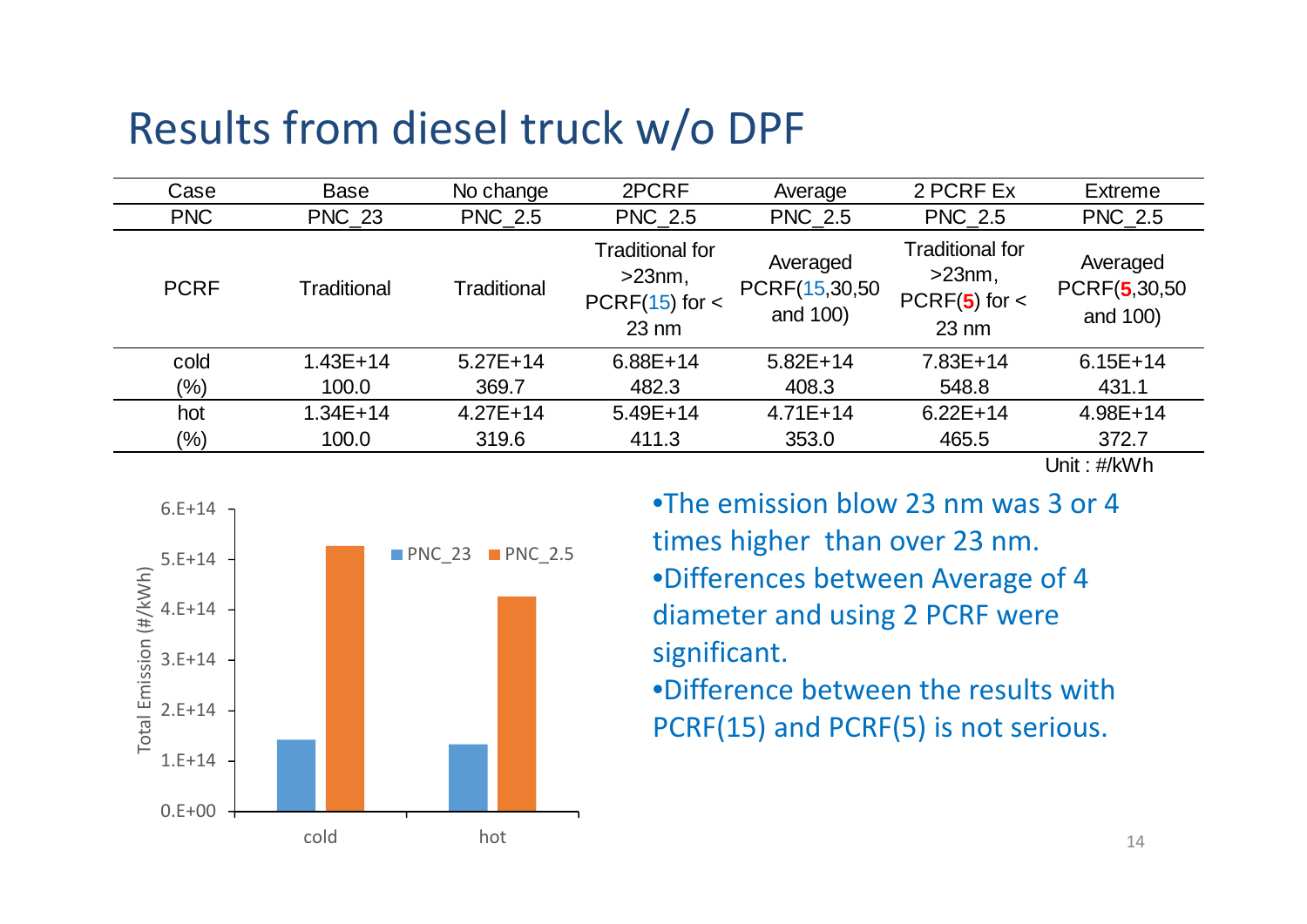# Results from diesel truck w/o DPF

| Case | Base | No change | 2PCRF | Average | 2 PCRF Ex | Extreme |
|---|---|---|---|---|---|---|
| PNC | PNC_23 | PNC_2.5 | PNC_2.5 | PNC_2.5 | PNC_2.5 | PNC_2.5 |
| PCRF | Traditional | Traditional | Traditional for >23nm, PCRF(15) for < 23 nm | Averaged PCRF(15,30,50 and 100) | Traditional for >23nm, PCRF(**5**) for < 23 nm | Averaged PCRF(**5**,30,50 and 100) |
| cold | 1.43E+14 | 5.27E+14 | 6.88E+14 | 5.82E+14 | 7.83E+14 | 6.15E+14 |
| (%) | 100.0 | 369.7 | 482.3 | 408.3 | 548.8 | 431.1 |
| hot | 1.34E+14 | 4.27E+14 | 5.49E+14 | 4.71E+14 | 6.22E+14 | 4.98E+14 |
| (%) | 100.0 | 319.6 | 411.3 | 353.0 | 465.5 | 372.7 |

Unit : #/kWh

| | PNC_23 | PNC_2.5 |
|---|---|---|
| cold | 1.43E+14 | 5.27E+14 |
| hot | 1.34E+14 | 4.27E+14 |

Total Emission (#/kWh)

- The emission blow 23 nm was 3 or 4 times higher than over 23 nm.
- Differences between Average of 4 diameter and using 2 PCRF were significant.
- Difference between the results with PCRF(15) and PCRF(5) is not serious.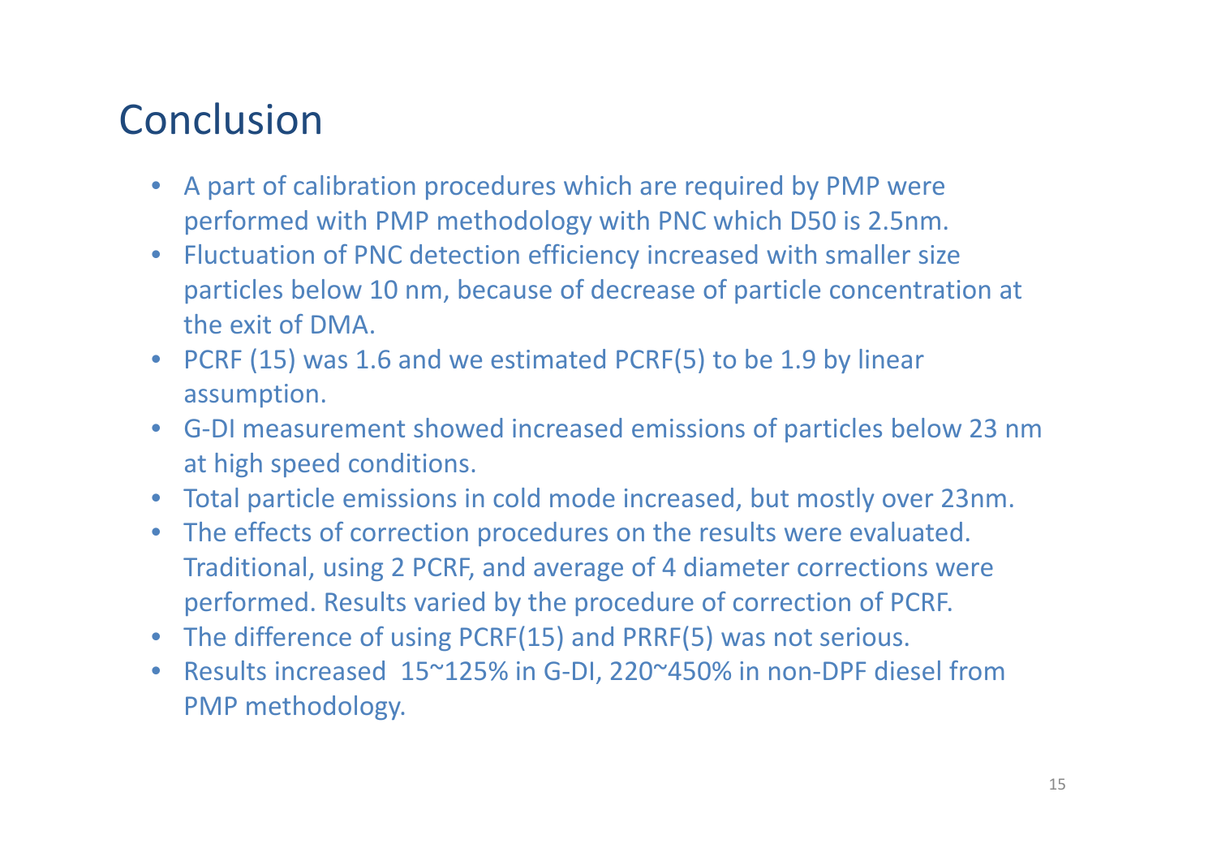# Conclusion

- A part of calibration procedures which are required by PMP were performed with PMP methodology with PNC which D50 is 2.5nm.
- Fluctuation of PNC detection efficiency increased with smaller size particles below 10 nm, because of decrease of particle concentration at the exit of DMA.
- PCRF (15) was 1.6 and we estimated PCRF(5) to be 1.9 by linear assumption.
- G-DI measurement showed increased emissions of particles below 23 nm at high speed conditions.
- Total particle emissions in cold mode increased, but mostly over 23nm.
- The effects of correction procedures on the results were evaluated. Traditional, using 2 PCRF, and average of 4 diameter corrections were performed. Results varied by the procedure of correction of PCRF.
- The difference of using PCRF(15) and PRRF(5) was not serious.
- Results increased 15~125% in G-DI, 220~450% in non-DPF diesel from PMP methodology.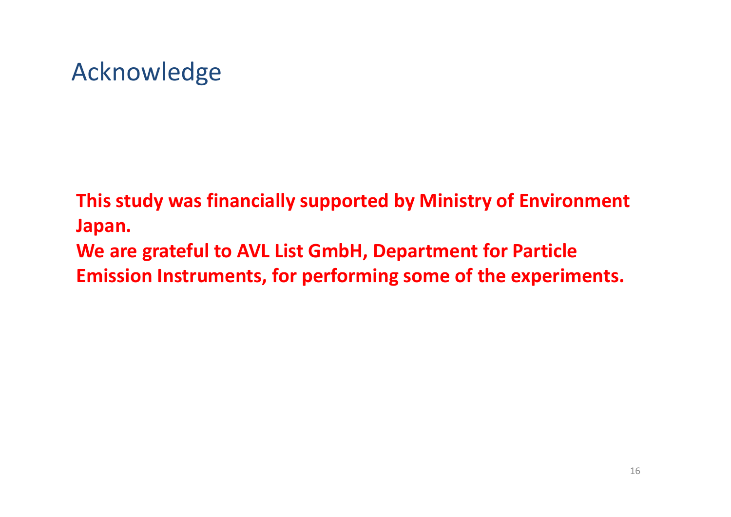# Acknowledge

**This study was financially supported by Ministry of Environment Japan.**
**We are grateful to AVL List GmbH, Department for Particle Emission Instruments, for performing some of the experiments.**